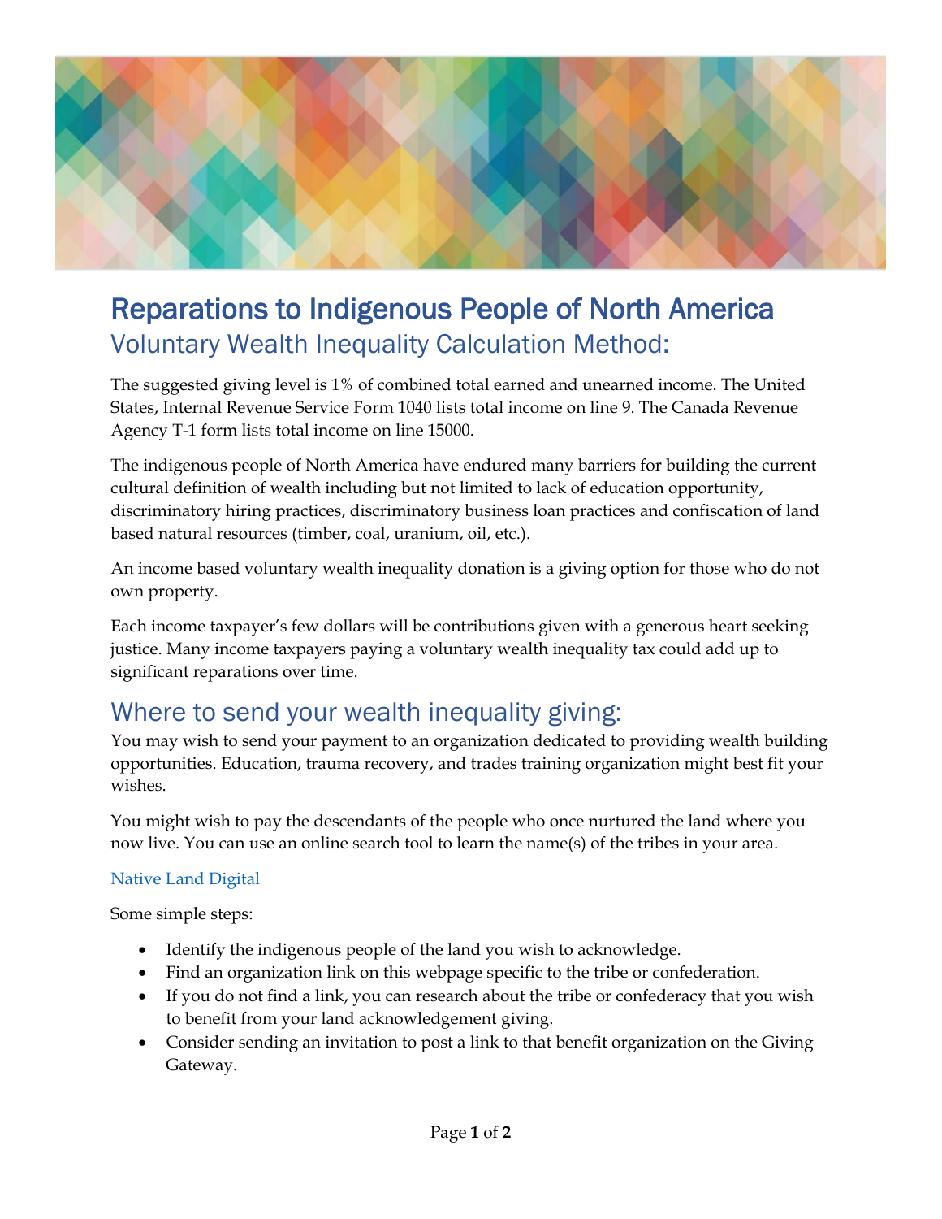# Reparations to Indigenous People of North America

## Voluntary Wealth Inequality Calculation Method:

The suggested giving level is 1% of combined total earned and unearned income. The United States, Internal Revenue Service Form 1040 lists total income on line 9. The Canada Revenue Agency T-1 form lists total income on line 15000.

The indigenous people of North America have endured many barriers for building the current cultural definition of wealth including but not limited to lack of education opportunity, discriminatory hiring practices, discriminatory business loan practices and confiscation of land based natural resources (timber, coal, uranium, oil, etc.).

An income based voluntary wealth inequality donation is a giving option for those who do not own property.

Each income taxpayer's few dollars will be contributions given with a generous heart seeking justice. Many income taxpayers paying a voluntary wealth inequality tax could add up to significant reparations over time.

## Where to send your wealth inequality giving:

You may wish to send your payment to an organization dedicated to providing wealth building opportunities. Education, trauma recovery, and trades training organization might best fit your wishes.

You might wish to pay the descendants of the people who once nurtured the land where you now live. You can use an online search tool to learn the name(s) of the tribes in your area.

Native Land Digital

Some simple steps:

- Identify the indigenous people of the land you wish to acknowledge.
- Find an organization link on this webpage specific to the tribe or confederation.
- If you do not find a link, you can research about the tribe or confederacy that you wish to benefit from your land acknowledgement giving.
- Consider sending an invitation to post a link to that benefit organization on the Giving Gateway.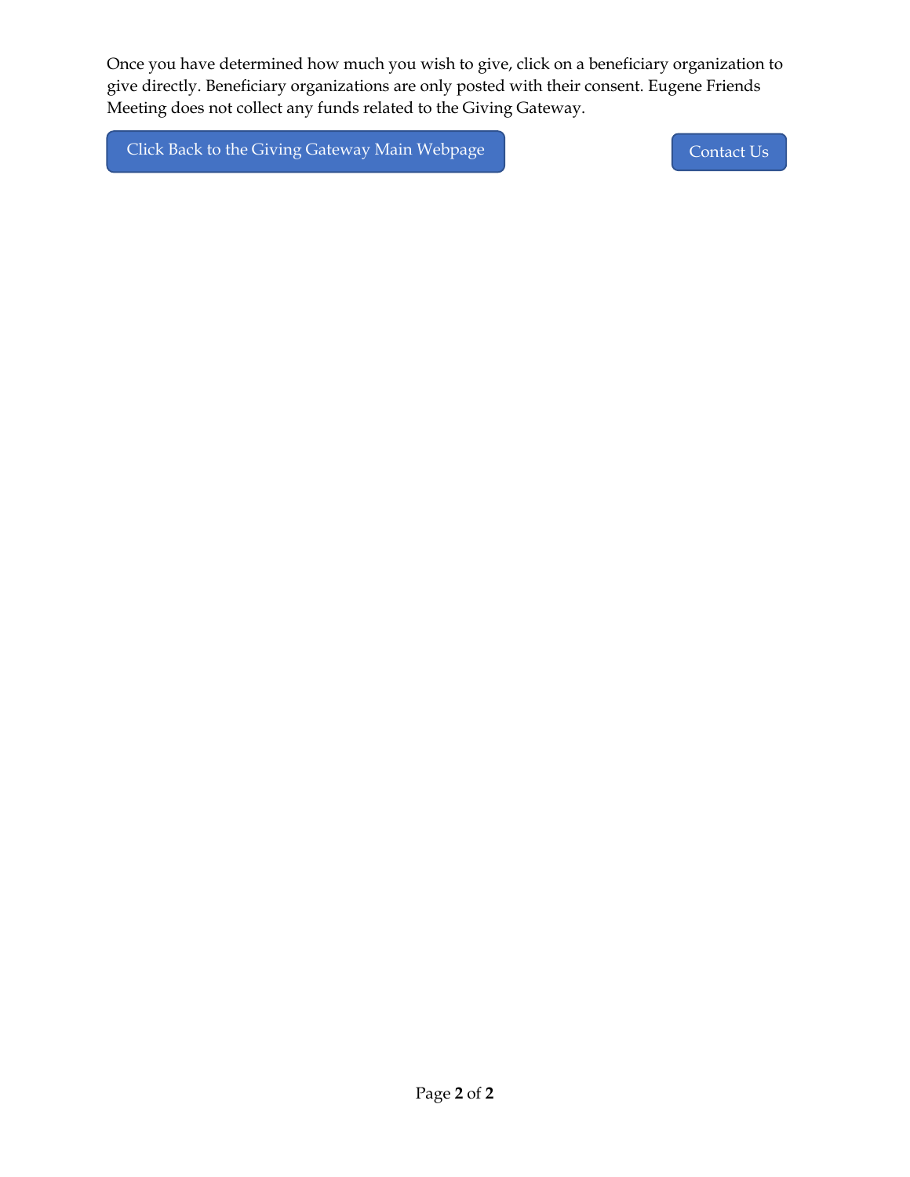Once you have determined how much you wish to give, click on a beneficiary organization to give directly. Beneficiary organizations are only posted with their consent. Eugene Friends Meeting does not collect any funds related to the Giving Gateway.

Click Back to the Giving Gateway Main Webpage

Contact Us